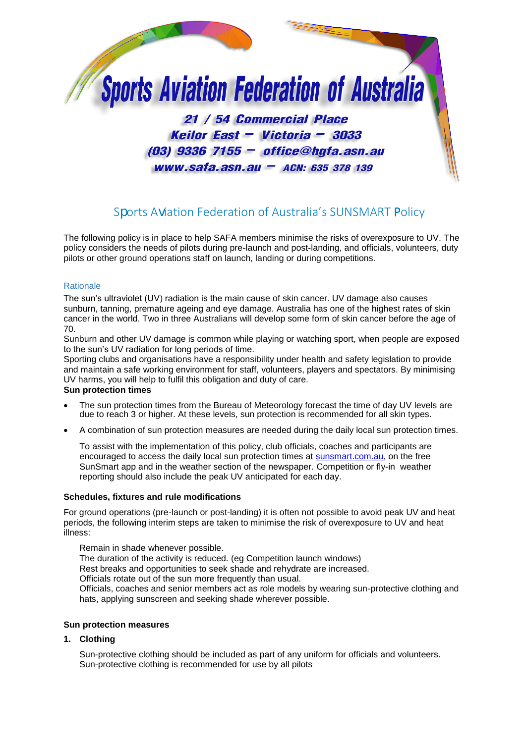# Sports Aviation Federation of Australia

**21 / 54 Commercial Place**
**Keilor East – Victoria – 3033**
**(03) 9336 7155 – office@hgfa.asn.au**
**www.safa.asn.au – ACN: 635 378 139**

## Sports Aviation Federation of Australia's SUNSMART Policy

The following policy is in place to help SAFA members minimise the risks of overexposure to UV. The policy considers the needs of pilots during pre-launch and post-landing, and officials, volunteers, duty pilots or other ground operations staff on launch, landing or during competitions.

### Rationale

The sun's ultraviolet (UV) radiation is the main cause of skin cancer. UV damage also causes sunburn, tanning, premature ageing and eye damage. Australia has one of the highest rates of skin cancer in the world. Two in three Australians will develop some form of skin cancer before the age of 70.

Sunburn and other UV damage is common while playing or watching sport, when people are exposed to the sun's UV radiation for long periods of time.

Sporting clubs and organisations have a responsibility under health and safety legislation to provide and maintain a safe working environment for staff, volunteers, players and spectators. By minimising UV harms, you will help to fulfil this obligation and duty of care.

**Sun protection times**

- The sun protection times from the Bureau of Meteorology forecast the time of day UV levels are due to reach 3 or higher. At these levels, sun protection is recommended for all skin types.
- A combination of sun protection measures are needed during the daily local sun protection times.

  To assist with the implementation of this policy, club officials, coaches and participants are encouraged to access the daily local sun protection times at sunsmart.com.au, on the free SunSmart app and in the weather section of the newspaper. Competition or fly-in weather reporting should also include the peak UV anticipated for each day.

**Schedules, fixtures and rule modifications**

For ground operations (pre-launch or post-landing) it is often not possible to avoid peak UV and heat periods, the following interim steps are taken to minimise the risk of overexposure to UV and heat illness:

Remain in shade whenever possible.
The duration of the activity is reduced. (eg Competition launch windows)
Rest breaks and opportunities to seek shade and rehydrate are increased.
Officials rotate out of the sun more frequently than usual.
Officials, coaches and senior members act as role models by wearing sun-protective clothing and hats, applying sunscreen and seeking shade wherever possible.

**Sun protection measures**

**1. Clothing**

Sun-protective clothing should be included as part of any uniform for officials and volunteers.
Sun-protective clothing is recommended for use by all pilots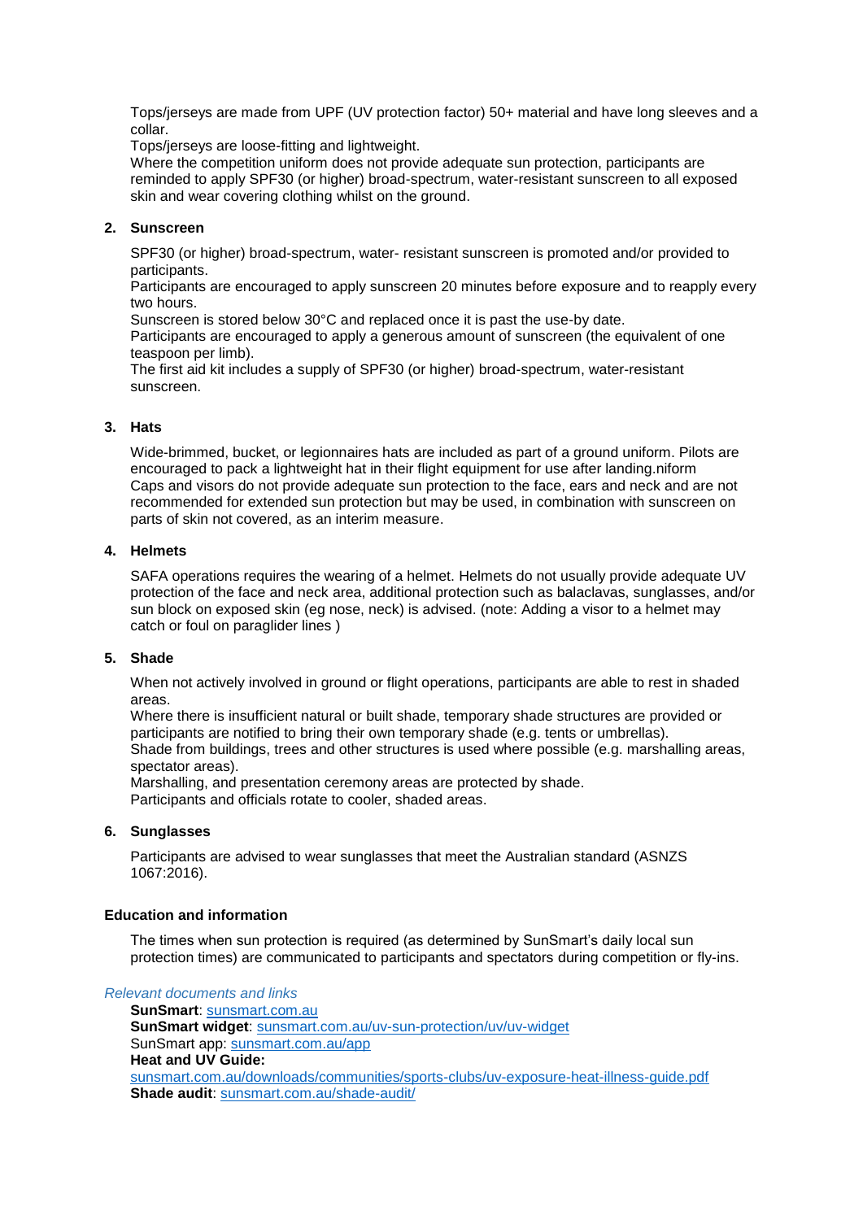Tops/jerseys are made from UPF (UV protection factor) 50+ material and have long sleeves and a collar.
Tops/jerseys are loose-fitting and lightweight.
Where the competition uniform does not provide adequate sun protection, participants are reminded to apply SPF30 (or higher) broad-spectrum, water-resistant sunscreen to all exposed skin and wear covering clothing whilst on the ground.

2. **Sunscreen**

SPF30 (or higher) broad-spectrum, water- resistant sunscreen is promoted and/or provided to participants.
Participants are encouraged to apply sunscreen 20 minutes before exposure and to reapply every two hours.
Sunscreen is stored below 30°C and replaced once it is past the use-by date.
Participants are encouraged to apply a generous amount of sunscreen (the equivalent of one teaspoon per limb).
The first aid kit includes a supply of SPF30 (or higher) broad-spectrum, water-resistant sunscreen.

3. **Hats**

Wide-brimmed, bucket, or legionnaires hats are included as part of a ground uniform. Pilots are encouraged to pack a lightweight hat in their flight equipment for use after landing.niform
Caps and visors do not provide adequate sun protection to the face, ears and neck and are not recommended for extended sun protection but may be used, in combination with sunscreen on parts of skin not covered, as an interim measure.

4. **Helmets**

SAFA operations requires the wearing of a helmet. Helmets do not usually provide adequate UV protection of the face and neck area, additional protection such as balaclavas, sunglasses, and/or sun block on exposed skin (eg nose, neck) is advised. (note: Adding a visor to a helmet may catch or foul on paraglider lines )

5. **Shade**

When not actively involved in ground or flight operations, participants are able to rest in shaded areas.
Where there is insufficient natural or built shade, temporary shade structures are provided or participants are notified to bring their own temporary shade (e.g. tents or umbrellas).
Shade from buildings, trees and other structures is used where possible (e.g. marshalling areas, spectator areas).
Marshalling, and presentation ceremony areas are protected by shade.
Participants and officials rotate to cooler, shaded areas.

6. **Sunglasses**

Participants are advised to wear sunglasses that meet the Australian standard (ASNZS 1067:2016).

**Education and information**

The times when sun protection is required (as determined by SunSmart's daily local sun protection times) are communicated to participants and spectators during competition or fly-ins.

*Relevant documents and links*

**SunSmart**: sunsmart.com.au
**SunSmart widget**: sunsmart.com.au/uv-sun-protection/uv/uv-widget
SunSmart app: sunsmart.com.au/app
**Heat and UV Guide:**
sunsmart.com.au/downloads/communities/sports-clubs/uv-exposure-heat-illness-guide.pdf
**Shade audit**: sunsmart.com.au/shade-audit/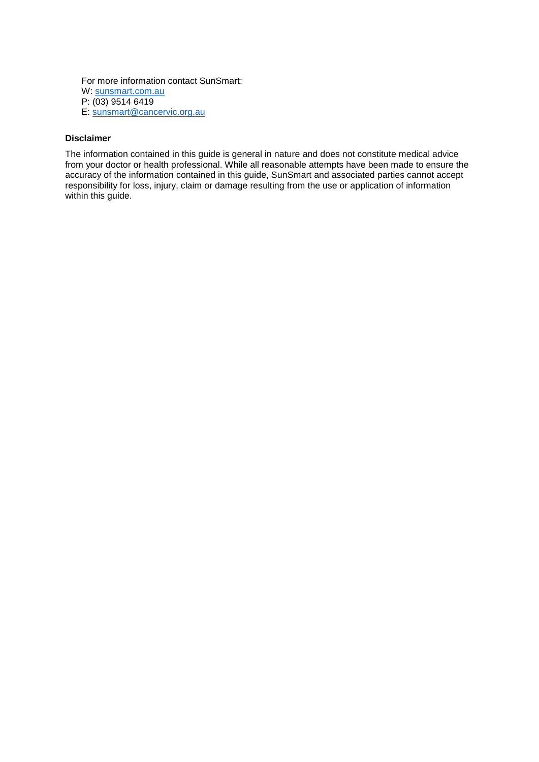For more information contact SunSmart:
W: [sunsmart.com.au](http://sunsmart.com.au)
P: (03) 9514 6419
E: [sunsmart@cancervic.org.au](mailto:sunsmart@cancervic.org.au)

**Disclaimer**

The information contained in this guide is general in nature and does not constitute medical advice from your doctor or health professional. While all reasonable attempts have been made to ensure the accuracy of the information contained in this guide, SunSmart and associated parties cannot accept responsibility for loss, injury, claim or damage resulting from the use or application of information within this guide.